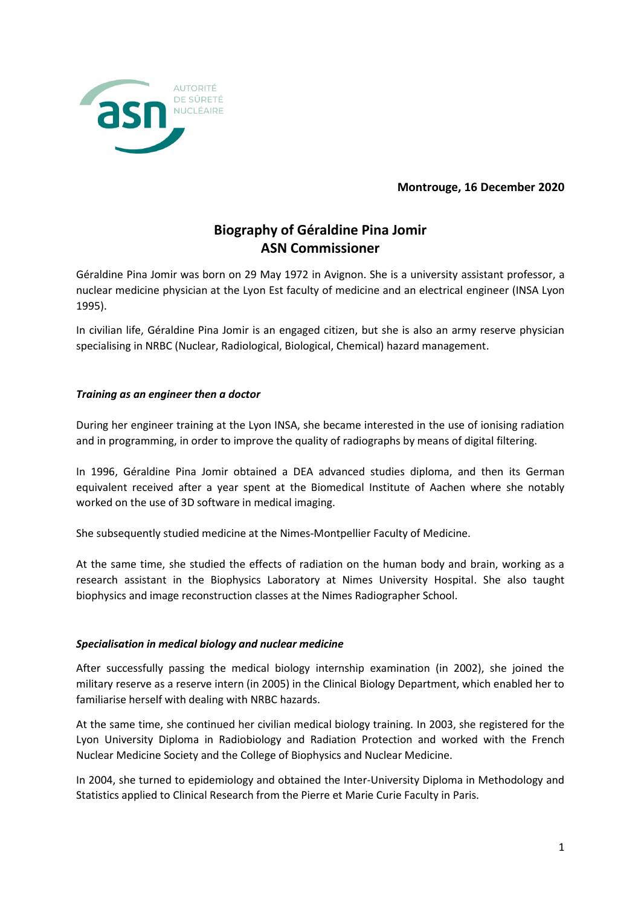**Montrouge, 16 December 2020**

# Biography of Géraldine Pina Jomir
# ASN Commissioner

Géraldine Pina Jomir was born on 29 May 1972 in Avignon. She is a university assistant professor, a nuclear medicine physician at the Lyon Est faculty of medicine and an electrical engineer (INSA Lyon 1995).

In civilian life, Géraldine Pina Jomir is an engaged citizen, but she is also an army reserve physician specialising in NRBC (Nuclear, Radiological, Biological, Chemical) hazard management.

### *Training as an engineer then a doctor*

During her engineer training at the Lyon INSA, she became interested in the use of ionising radiation and in programming, in order to improve the quality of radiographs by means of digital filtering.

In 1996, Géraldine Pina Jomir obtained a DEA advanced studies diploma, and then its German equivalent received after a year spent at the Biomedical Institute of Aachen where she notably worked on the use of 3D software in medical imaging.

She subsequently studied medicine at the Nimes-Montpellier Faculty of Medicine.

At the same time, she studied the effects of radiation on the human body and brain, working as a research assistant in the Biophysics Laboratory at Nimes University Hospital. She also taught biophysics and image reconstruction classes at the Nimes Radiographer School.

### *Specialisation in medical biology and nuclear medicine*

After successfully passing the medical biology internship examination (in 2002), she joined the military reserve as a reserve intern (in 2005) in the Clinical Biology Department, which enabled her to familiarise herself with dealing with NRBC hazards.

At the same time, she continued her civilian medical biology training. In 2003, she registered for the Lyon University Diploma in Radiobiology and Radiation Protection and worked with the French Nuclear Medicine Society and the College of Biophysics and Nuclear Medicine.

In 2004, she turned to epidemiology and obtained the Inter-University Diploma in Methodology and Statistics applied to Clinical Research from the Pierre et Marie Curie Faculty in Paris.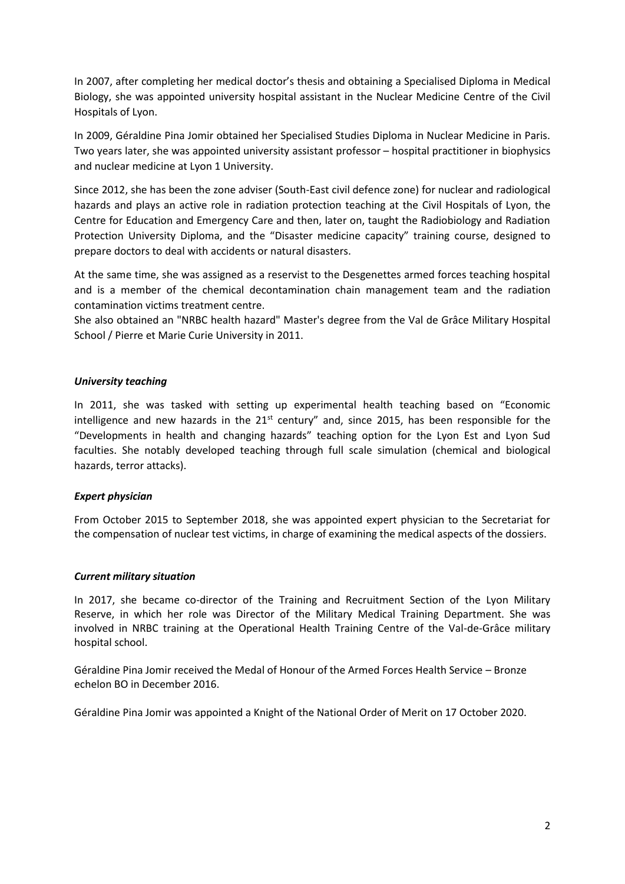In 2007, after completing her medical doctor's thesis and obtaining a Specialised Diploma in Medical Biology, she was appointed university hospital assistant in the Nuclear Medicine Centre of the Civil Hospitals of Lyon.

In 2009, Géraldine Pina Jomir obtained her Specialised Studies Diploma in Nuclear Medicine in Paris. Two years later, she was appointed university assistant professor – hospital practitioner in biophysics and nuclear medicine at Lyon 1 University.

Since 2012, she has been the zone adviser (South-East civil defence zone) for nuclear and radiological hazards and plays an active role in radiation protection teaching at the Civil Hospitals of Lyon, the Centre for Education and Emergency Care and then, later on, taught the Radiobiology and Radiation Protection University Diploma, and the "Disaster medicine capacity" training course, designed to prepare doctors to deal with accidents or natural disasters.

At the same time, she was assigned as a reservist to the Desgenettes armed forces teaching hospital and is a member of the chemical decontamination chain management team and the radiation contamination victims treatment centre.
She also obtained an "NRBC health hazard" Master's degree from the Val de Grâce Military Hospital School / Pierre et Marie Curie University in 2011.

***University teaching***

In 2011, she was tasked with setting up experimental health teaching based on "Economic intelligence and new hazards in the 21st century" and, since 2015, has been responsible for the "Developments in health and changing hazards" teaching option for the Lyon Est and Lyon Sud faculties. She notably developed teaching through full scale simulation (chemical and biological hazards, terror attacks).

***Expert physician***

From October 2015 to September 2018, she was appointed expert physician to the Secretariat for the compensation of nuclear test victims, in charge of examining the medical aspects of the dossiers.

***Current military situation***

In 2017, she became co-director of the Training and Recruitment Section of the Lyon Military Reserve, in which her role was Director of the Military Medical Training Department. She was involved in NRBC training at the Operational Health Training Centre of the Val-de-Grâce military hospital school.

Géraldine Pina Jomir received the Medal of Honour of the Armed Forces Health Service – Bronze echelon BO in December 2016.

Géraldine Pina Jomir was appointed a Knight of the National Order of Merit on 17 October 2020.